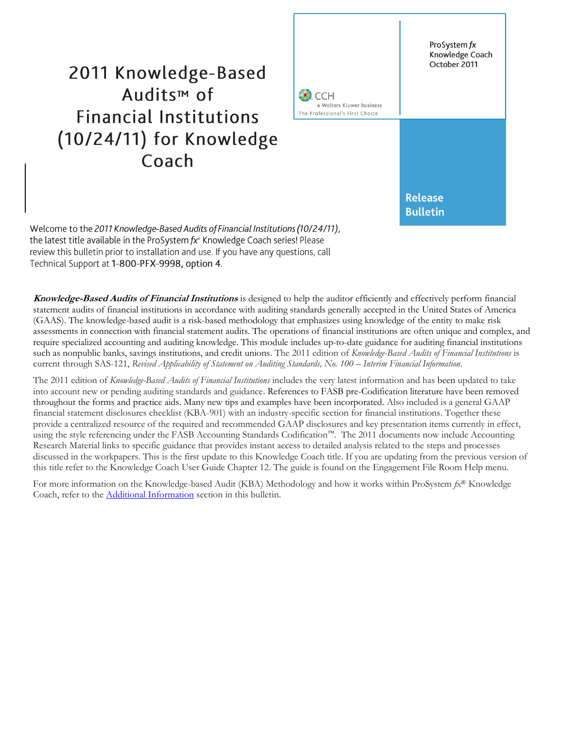# 2011 Knowledge-Based Audits™ of Financial Institutions (10/24/11) for Knowledge Coach

CCH
a Wolters Kluwer business
The Professional's First Choice

ProSystem *fx*
Knowledge Coach
October 2011

**Release Bulletin**

Welcome to the *2011 Knowledge-Based Audits of Financial Institutions (10/24/11)*, the latest title available in the ProSystem *fx*® Knowledge Coach series! Please review this bulletin prior to installation and use. If you have any questions, call Technical Support at **1-800-PFX-9998, option 4**.

***Knowledge-Based Audits of Financial Institutions*** is designed to help the auditor efficiently and effectively perform financial statement audits of financial institutions in accordance with auditing standards generally accepted in the United States of America (GAAS). The knowledge-based audit is a risk-based methodology that emphasizes using knowledge of the entity to make risk assessments in connection with financial statement audits. The operations of financial institutions are often unique and complex, and require specialized accounting and auditing knowledge. This module includes up-to-date guidance for auditing financial institutions such as nonpublic banks, savings institutions, and credit unions. The 2011 edition of *Knowledge-Based Audits of Financial Institutions* is current through SAS-121, *Revised Applicability of Statement on Auditing Standards, No. 100 – Interim Financial Information*.

The 2011 edition of *Knowledge-Based Audits of Financial Institutions* includes the very latest information and has been updated to take into account new or pending auditing standards and guidance. References to FASB pre-Codification literature have been removed throughout the forms and practice aids. Many new tips and examples have been incorporated. Also included is a general GAAP financial statement disclosures checklist (KBA-901) with an industry-specific section for financial institutions. Together these provide a centralized resource of the required and recommended GAAP disclosures and key presentation items currently in effect, using the style referencing under the FASB Accounting Standards Codification™. The 2011 documents now include Accounting Research Material links to specific guidance that provides instant access to detailed analysis related to the steps and processes discussed in the workpapers. This is the first update to this Knowledge Coach title. If you are updating from the previous version of this title refer to the Knowledge Coach User Guide Chapter 12. The guide is found on the Engagement File Room Help menu.

For more information on the Knowledge-based Audit (KBA) Methodology and how it works within ProSystem *fx*® Knowledge Coach, refer to the Additional Information section in this bulletin.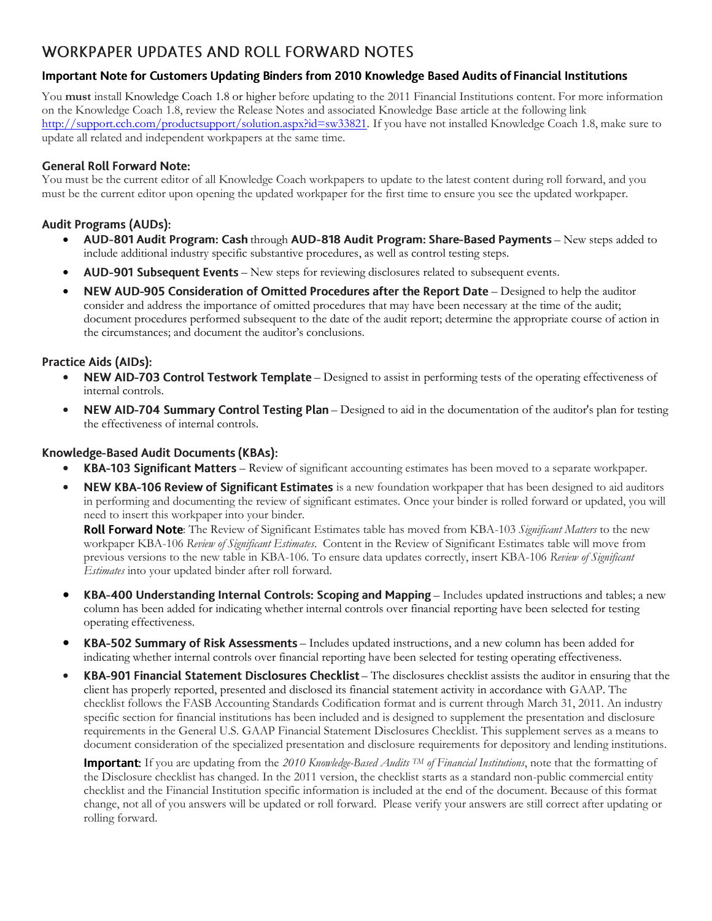# WORKPAPER UPDATES AND ROLL FORWARD NOTES

## Important Note for Customers Updating Binders from 2010 Knowledge Based Audits of Financial Institutions

You **must** install Knowledge Coach 1.8 or higher before updating to the 2011 Financial Institutions content. For more information on the Knowledge Coach 1.8, review the Release Notes and associated Knowledge Base article at the following link http://support.cch.com/productsupport/solution.aspx?id=sw33821. If you have not installed Knowledge Coach 1.8, make sure to update all related and independent workpapers at the same time.

### General Roll Forward Note:

You must be the current editor of all Knowledge Coach workpapers to update to the latest content during roll forward, and you must be the current editor upon opening the updated workpaper for the first time to ensure you see the updated workpaper.

### Audit Programs (AUDs):

- **AUD-801 Audit Program: Cash** through **AUD-818 Audit Program: Share-Based Payments** – New steps added to include additional industry specific substantive procedures, as well as control testing steps.
- **AUD-901 Subsequent Events** – New steps for reviewing disclosures related to subsequent events.
- **NEW AUD-905 Consideration of Omitted Procedures after the Report Date** – Designed to help the auditor consider and address the importance of omitted procedures that may have been necessary at the time of the audit; document procedures performed subsequent to the date of the audit report; determine the appropriate course of action in the circumstances; and document the auditor's conclusions.

### Practice Aids (AIDs):

- **NEW AID-703 Control Testwork Template** – Designed to assist in performing tests of the operating effectiveness of internal controls.
- **NEW AID-704 Summary Control Testing Plan** – Designed to aid in the documentation of the auditor's plan for testing the effectiveness of internal controls.

### Knowledge-Based Audit Documents (KBAs):

- **KBA-103 Significant Matters** – Review of significant accounting estimates has been moved to a separate workpaper.
- **NEW KBA-106 Review of Significant Estimates** is a new foundation workpaper that has been designed to aid auditors in performing and documenting the review of significant estimates. Once your binder is rolled forward or updated, you will need to insert this workpaper into your binder.

  **Roll Forward Note**: The Review of Significant Estimates table has moved from KBA-103 *Significant Matters* to the new workpaper KBA-106 *Review of Significant Estimates*. Content in the Review of Significant Estimates table will move from previous versions to the new table in KBA-106. To ensure data updates correctly, insert KBA-106 *Review of Significant Estimates* into your updated binder after roll forward.
- **KBA-400 Understanding Internal Controls: Scoping and Mapping** – Includes updated instructions and tables; a new column has been added for indicating whether internal controls over financial reporting have been selected for testing operating effectiveness.
- **KBA-502 Summary of Risk Assessments** – Includes updated instructions, and a new column has been added for indicating whether internal controls over financial reporting have been selected for testing operating effectiveness.
- **KBA-901 Financial Statement Disclosures Checklist** – The disclosures checklist assists the auditor in ensuring that the client has properly reported, presented and disclosed its financial statement activity in accordance with GAAP. The checklist follows the FASB Accounting Standards Codification format and is current through March 31, 2011. An industry specific section for financial institutions has been included and is designed to supplement the presentation and disclosure requirements in the General U.S. GAAP Financial Statement Disclosures Checklist. This supplement serves as a means to document consideration of the specialized presentation and disclosure requirements for depository and lending institutions.

  **Important**: If you are updating from the *2010 Knowledge-Based Audits ™ of Financial Institutions*, note that the formatting of the Disclosure checklist has changed. In the 2011 version, the checklist starts as a standard non-public commercial entity checklist and the Financial Institution specific information is included at the end of the document. Because of this format change, not all of you answers will be updated or roll forward. Please verify your answers are still correct after updating or rolling forward.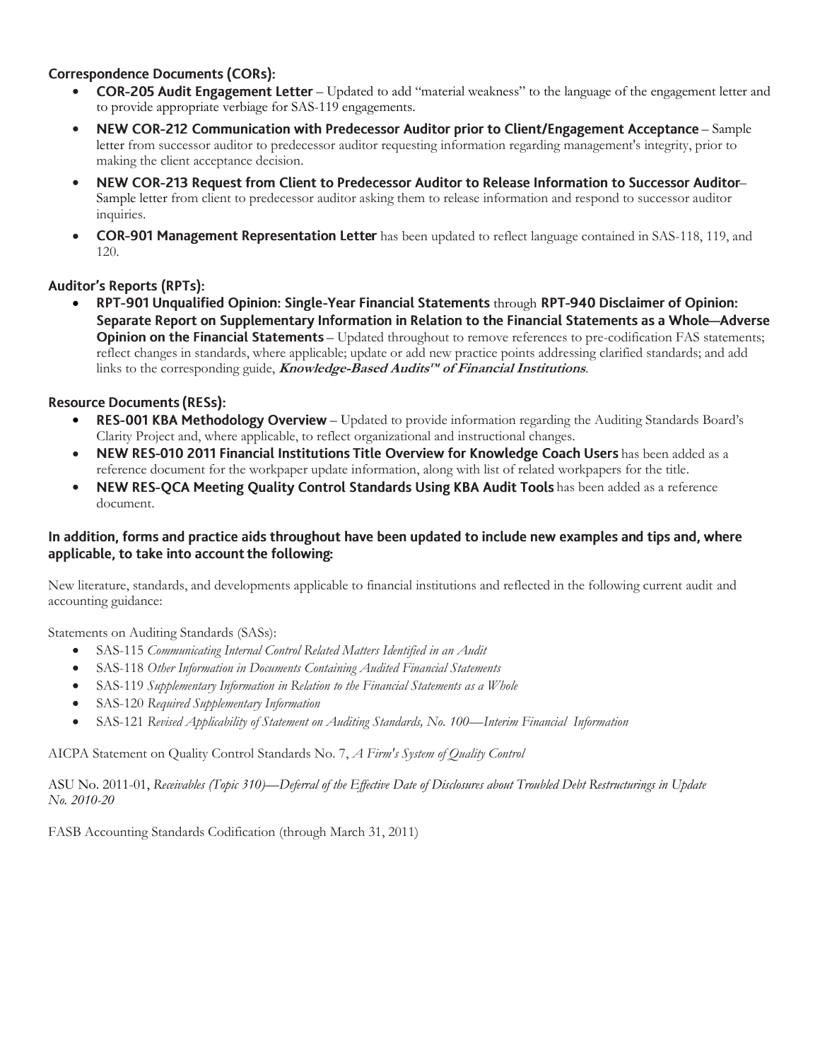## Correspondence Documents (CORs):

- **COR-205 Audit Engagement Letter** – Updated to add "material weakness" to the language of the engagement letter and to provide appropriate verbiage for SAS-119 engagements.
- **NEW COR-212 Communication with Predecessor Auditor prior to Client/Engagement Acceptance** – Sample letter from successor auditor to predecessor auditor requesting information regarding management's integrity, prior to making the client acceptance decision.
- **NEW COR-213 Request from Client to Predecessor Auditor to Release Information to Successor Auditor**– Sample letter from client to predecessor auditor asking them to release information and respond to successor auditor inquiries.
- **COR-901 Management Representation Letter** has been updated to reflect language contained in SAS-118, 119, and 120.

## Auditor's Reports (RPTs):

- **RPT-901 Unqualified Opinion: Single-Year Financial Statements** through **RPT-940 Disclaimer of Opinion: Separate Report on Supplementary Information in Relation to the Financial Statements as a Whole—Adverse Opinion on the Financial Statements** – Updated throughout to remove references to pre-codification FAS statements; reflect changes in standards, where applicable; update or add new practice points addressing clarified standards; and add links to the corresponding guide, ***Knowledge-Based Audits™ of Financial Institutions***.

## Resource Documents (RESs):

- **RES-001 KBA Methodology Overview** – Updated to provide information regarding the Auditing Standards Board's Clarity Project and, where applicable, to reflect organizational and instructional changes.
- **NEW RES-010 2011 Financial Institutions Title Overview for Knowledge Coach Users** has been added as a reference document for the workpaper update information, along with list of related workpapers for the title.
- **NEW RES-QCA Meeting Quality Control Standards Using KBA Audit Tools** has been added as a reference document.

## In addition, forms and practice aids throughout have been updated to include new examples and tips and, where applicable, to take into account the following:

New literature, standards, and developments applicable to financial institutions and reflected in the following current audit and accounting guidance:

Statements on Auditing Standards (SASs):

- SAS-115 *Communicating Internal Control Related Matters Identified in an Audit*
- SAS-118 *Other Information in Documents Containing Audited Financial Statements*
- SAS-119 *Supplementary Information in Relation to the Financial Statements as a Whole*
- SAS-120 *Required Supplementary Information*
- SAS-121 *Revised Applicability of Statement on Auditing Standards, No. 100—Interim Financial Information*

AICPA Statement on Quality Control Standards No. 7, *A Firm's System of Quality Control*

ASU No. 2011-01, *Receivables (Topic 310)—Deferral of the Effective Date of Disclosures about Troubled Debt Restructurings in Update No. 2010-20*

FASB Accounting Standards Codification (through March 31, 2011)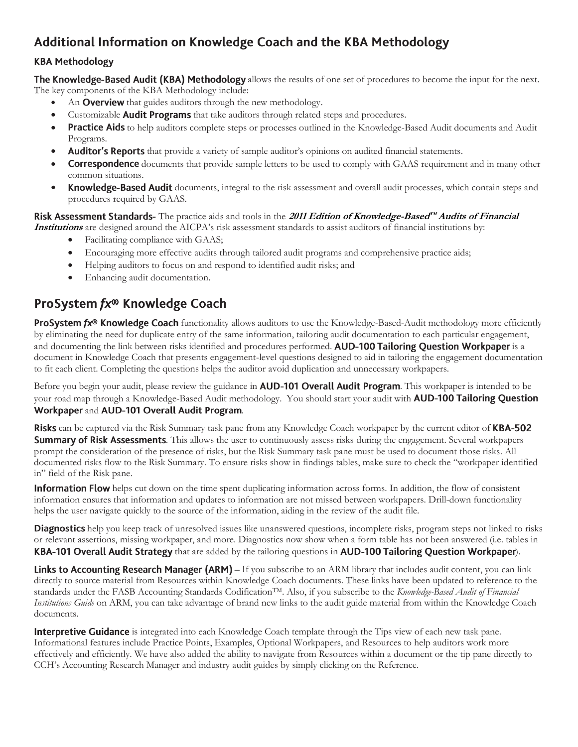## Additional Information on Knowledge Coach and the KBA Methodology

### KBA Methodology

**The Knowledge-Based Audit (KBA) Methodology** allows the results of one set of procedures to become the input for the next. The key components of the KBA Methodology include:

- An **Overview** that guides auditors through the new methodology.
- Customizable **Audit Programs** that take auditors through related steps and procedures.
- **Practice Aids** to help auditors complete steps or processes outlined in the Knowledge-Based Audit documents and Audit Programs.
- **Auditor's Reports** that provide a variety of sample auditor's opinions on audited financial statements.
- **Correspondence** documents that provide sample letters to be used to comply with GAAS requirement and in many other common situations.
- **Knowledge-Based Audit** documents, integral to the risk assessment and overall audit processes, which contain steps and procedures required by GAAS.

**Risk Assessment Standards-** The practice aids and tools in the ***2011 Edition of Knowledge-Based™ Audits of Financial Institutions*** are designed around the AICPA's risk assessment standards to assist auditors of financial institutions by:

- Facilitating compliance with GAAS;
- Encouraging more effective audits through tailored audit programs and comprehensive practice aids;
- Helping auditors to focus on and respond to identified audit risks; and
- Enhancing audit documentation.

## ProSystem *fx*® Knowledge Coach

**ProSystem *fx*® Knowledge Coach** functionality allows auditors to use the Knowledge-Based-Audit methodology more efficiently by eliminating the need for duplicate entry of the same information, tailoring audit documentation to each particular engagement, and documenting the link between risks identified and procedures performed. **AUD-100 Tailoring Question Workpaper** is a document in Knowledge Coach that presents engagement-level questions designed to aid in tailoring the engagement documentation to fit each client. Completing the questions helps the auditor avoid duplication and unnecessary workpapers.

Before you begin your audit, please review the guidance in **AUD-101 Overall Audit Program**. This workpaper is intended to be your road map through a Knowledge-Based Audit methodology. You should start your audit with **AUD-100 Tailoring Question Workpaper** and **AUD-101 Overall Audit Program**.

**Risks** can be captured via the Risk Summary task pane from any Knowledge Coach workpaper by the current editor of **KBA-502 Summary of Risk Assessments**. This allows the user to continuously assess risks during the engagement. Several workpapers prompt the consideration of the presence of risks, but the Risk Summary task pane must be used to document those risks. All documented risks flow to the Risk Summary. To ensure risks show in findings tables, make sure to check the "workpaper identified in" field of the Risk pane.

**Information Flow** helps cut down on the time spent duplicating information across forms. In addition, the flow of consistent information ensures that information and updates to information are not missed between workpapers. Drill-down functionality helps the user navigate quickly to the source of the information, aiding in the review of the audit file.

**Diagnostics** help you keep track of unresolved issues like unanswered questions, incomplete risks, program steps not linked to risks or relevant assertions, missing workpaper, and more. Diagnostics now show when a form table has not been answered (i.e. tables in **KBA-101 Overall Audit Strategy** that are added by the tailoring questions in **AUD-100 Tailoring Question Workpaper**).

**Links to Accounting Research Manager (ARM)** – If you subscribe to an ARM library that includes audit content, you can link directly to source material from Resources within Knowledge Coach documents. These links have been updated to reference to the standards under the FASB Accounting Standards Codification™. Also, if you subscribe to the *Knowledge-Based Audit of Financial Institutions Guide* on ARM, you can take advantage of brand new links to the audit guide material from within the Knowledge Coach documents.

**Interpretive Guidance** is integrated into each Knowledge Coach template through the Tips view of each new task pane. Informational features include Practice Points, Examples, Optional Workpapers, and Resources to help auditors work more effectively and efficiently. We have also added the ability to navigate from Resources within a document or the tip pane directly to CCH's Accounting Research Manager and industry audit guides by simply clicking on the Reference.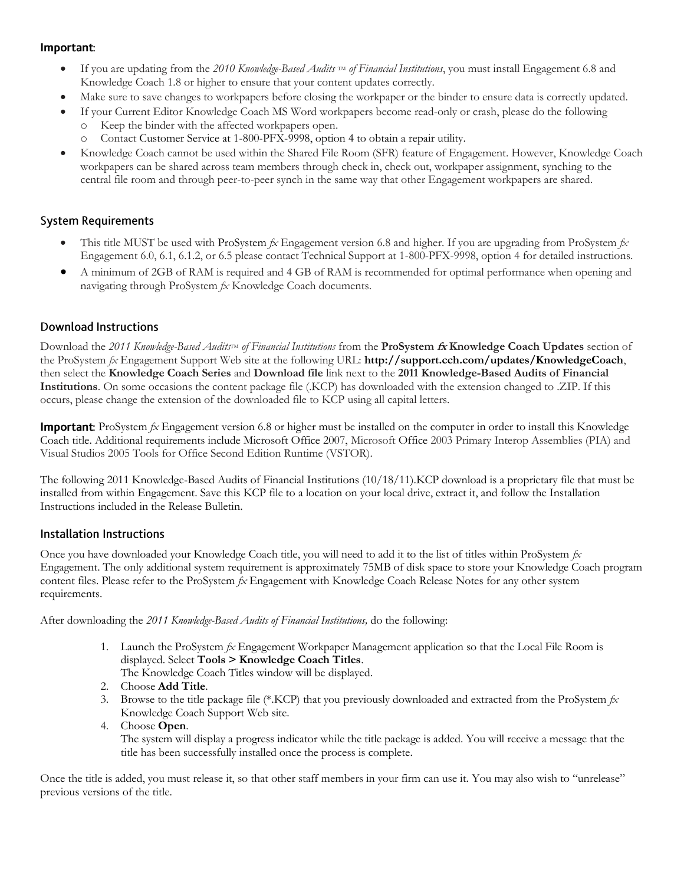## Important:

- If you are updating from the *2010 Knowledge-Based Audits* ™ *of Financial Institutions*, you must install Engagement 6.8 and Knowledge Coach 1.8 or higher to ensure that your content updates correctly.
- Make sure to save changes to workpapers before closing the workpaper or the binder to ensure data is correctly updated.
- If your Current Editor Knowledge Coach MS Word workpapers become read-only or crash, please do the following
  - Keep the binder with the affected workpapers open.
  - Contact Customer Service at 1-800-PFX-9998, option 4 to obtain a repair utility.
- Knowledge Coach cannot be used within the Shared File Room (SFR) feature of Engagement. However, Knowledge Coach workpapers can be shared across team members through check in, check out, workpaper assignment, synching to the central file room and through peer-to-peer synch in the same way that other Engagement workpapers are shared.

## System Requirements

- This title MUST be used with ProSystem *fx* Engagement version 6.8 and higher. If you are upgrading from ProSystem *fx* Engagement 6.0, 6.1, 6.1.2, or 6.5 please contact Technical Support at 1-800-PFX-9998, option 4 for detailed instructions.
- A minimum of 2GB of RAM is required and 4 GB of RAM is recommended for optimal performance when opening and navigating through ProSystem *fx* Knowledge Coach documents.

## Download Instructions

Download the *2011 Knowledge-Based Audits*™ *of Financial Institutions* from the **ProSystem *fx* Knowledge Coach Updates** section of the ProSystem *fx* Engagement Support Web site at the following URL: **http://support.cch.com/updates/KnowledgeCoach**, then select the **Knowledge Coach Series** and **Download file** link next to the **2011 Knowledge-Based Audits of Financial Institutions**. On some occasions the content package file (.KCP) has downloaded with the extension changed to .ZIP. If this occurs, please change the extension of the downloaded file to KCP using all capital letters.

**Important**: ProSystem *fx* Engagement version 6.8 or higher must be installed on the computer in order to install this Knowledge Coach title. Additional requirements include Microsoft Office 2007, Microsoft Office 2003 Primary Interop Assemblies (PIA) and Visual Studios 2005 Tools for Office Second Edition Runtime (VSTOR).

The following 2011 Knowledge-Based Audits of Financial Institutions (10/18/11).KCP download is a proprietary file that must be installed from within Engagement. Save this KCP file to a location on your local drive, extract it, and follow the Installation Instructions included in the Release Bulletin.

## Installation Instructions

Once you have downloaded your Knowledge Coach title, you will need to add it to the list of titles within ProSystem *fx* Engagement. The only additional system requirement is approximately 75MB of disk space to store your Knowledge Coach program content files. Please refer to the ProSystem *fx* Engagement with Knowledge Coach Release Notes for any other system requirements.

After downloading the *2011 Knowledge-Based Audits of Financial Institutions,* do the following:

1. Launch the ProSystem *fx* Engagement Workpaper Management application so that the Local File Room is displayed. Select **Tools > Knowledge Coach Titles**.
   The Knowledge Coach Titles window will be displayed.
2. Choose **Add Title**.
3. Browse to the title package file (*.KCP) that you previously downloaded and extracted from the ProSystem *fx* Knowledge Coach Support Web site.
4. Choose **Open**.
   The system will display a progress indicator while the title package is added. You will receive a message that the title has been successfully installed once the process is complete.

Once the title is added, you must release it, so that other staff members in your firm can use it. You may also wish to "unrelease" previous versions of the title.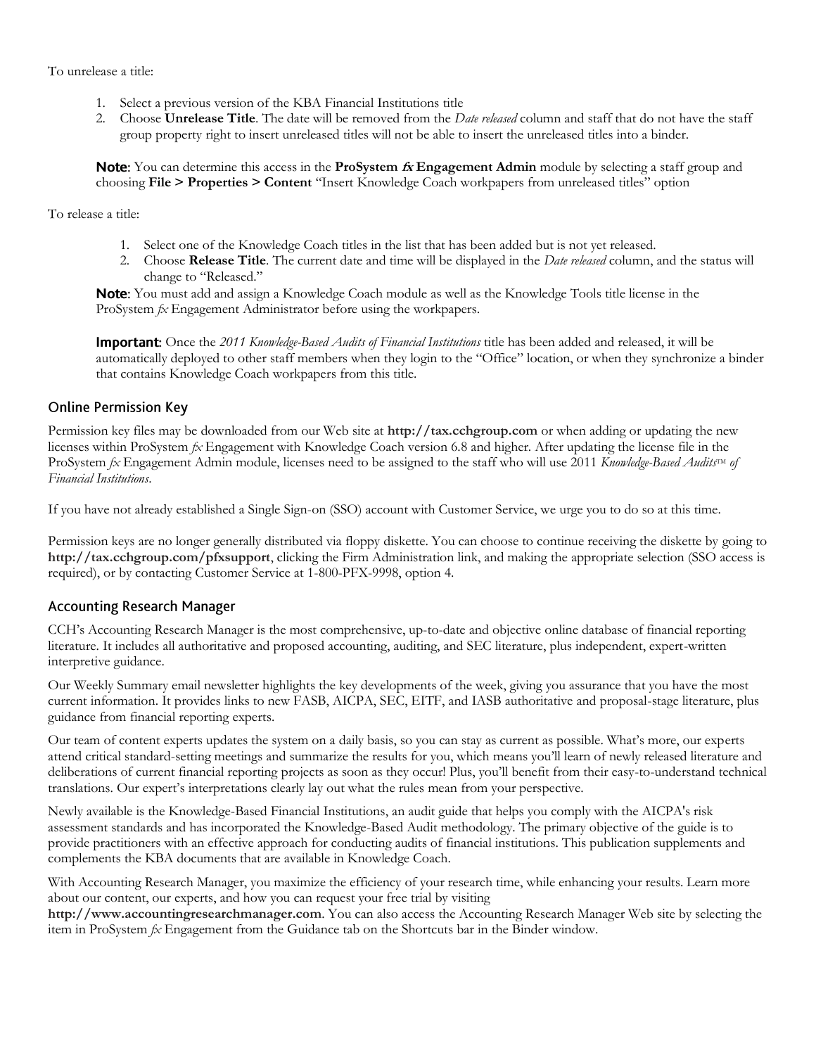To unrelease a title:

1. Select a previous version of the KBA Financial Institutions title
2. Choose **Unrelease Title**. The date will be removed from the *Date released* column and staff that do not have the staff group property right to insert unreleased titles will not be able to insert the unreleased titles into a binder.

**Note:** You can determine this access in the **ProSystem *fx* Engagement Admin** module by selecting a staff group and choosing **File > Properties > Content** "Insert Knowledge Coach workpapers from unreleased titles" option

To release a title:

1. Select one of the Knowledge Coach titles in the list that has been added but is not yet released.
2. Choose **Release Title**. The current date and time will be displayed in the *Date released* column, and the status will change to "Released."

**Note:** You must add and assign a Knowledge Coach module as well as the Knowledge Tools title license in the ProSystem *fx* Engagement Administrator before using the workpapers.

**Important:** Once the *2011 Knowledge-Based Audits of Financial Institutions* title has been added and released, it will be automatically deployed to other staff members when they login to the "Office" location, or when they synchronize a binder that contains Knowledge Coach workpapers from this title.

## Online Permission Key

Permission key files may be downloaded from our Web site at **http://tax.cchgroup.com** or when adding or updating the new licenses within ProSystem *fx* Engagement with Knowledge Coach version 6.8 and higher. After updating the license file in the ProSystem *fx* Engagement Admin module, licenses need to be assigned to the staff who will use 2011 *Knowledge-Based Audits™ of Financial Institutions*.

If you have not already established a Single Sign-on (SSO) account with Customer Service, we urge you to do so at this time.

Permission keys are no longer generally distributed via floppy diskette. You can choose to continue receiving the diskette by going to **http://tax.cchgroup.com/pfxsupport**, clicking the Firm Administration link, and making the appropriate selection (SSO access is required), or by contacting Customer Service at 1-800-PFX-9998, option 4.

## Accounting Research Manager

CCH's Accounting Research Manager is the most comprehensive, up-to-date and objective online database of financial reporting literature. It includes all authoritative and proposed accounting, auditing, and SEC literature, plus independent, expert-written interpretive guidance.

Our Weekly Summary email newsletter highlights the key developments of the week, giving you assurance that you have the most current information. It provides links to new FASB, AICPA, SEC, EITF, and IASB authoritative and proposal-stage literature, plus guidance from financial reporting experts.

Our team of content experts updates the system on a daily basis, so you can stay as current as possible. What's more, our experts attend critical standard-setting meetings and summarize the results for you, which means you'll learn of newly released literature and deliberations of current financial reporting projects as soon as they occur! Plus, you'll benefit from their easy-to-understand technical translations. Our expert's interpretations clearly lay out what the rules mean from your perspective.

Newly available is the Knowledge-Based Financial Institutions, an audit guide that helps you comply with the AICPA's risk assessment standards and has incorporated the Knowledge-Based Audit methodology. The primary objective of the guide is to provide practitioners with an effective approach for conducting audits of financial institutions. This publication supplements and complements the KBA documents that are available in Knowledge Coach.

With Accounting Research Manager, you maximize the efficiency of your research time, while enhancing your results. Learn more about our content, our experts, and how you can request your free trial by visiting **http://www.accountingresearchmanager.com**. You can also access the Accounting Research Manager Web site by selecting the item in ProSystem *fx* Engagement from the Guidance tab on the Shortcuts bar in the Binder window.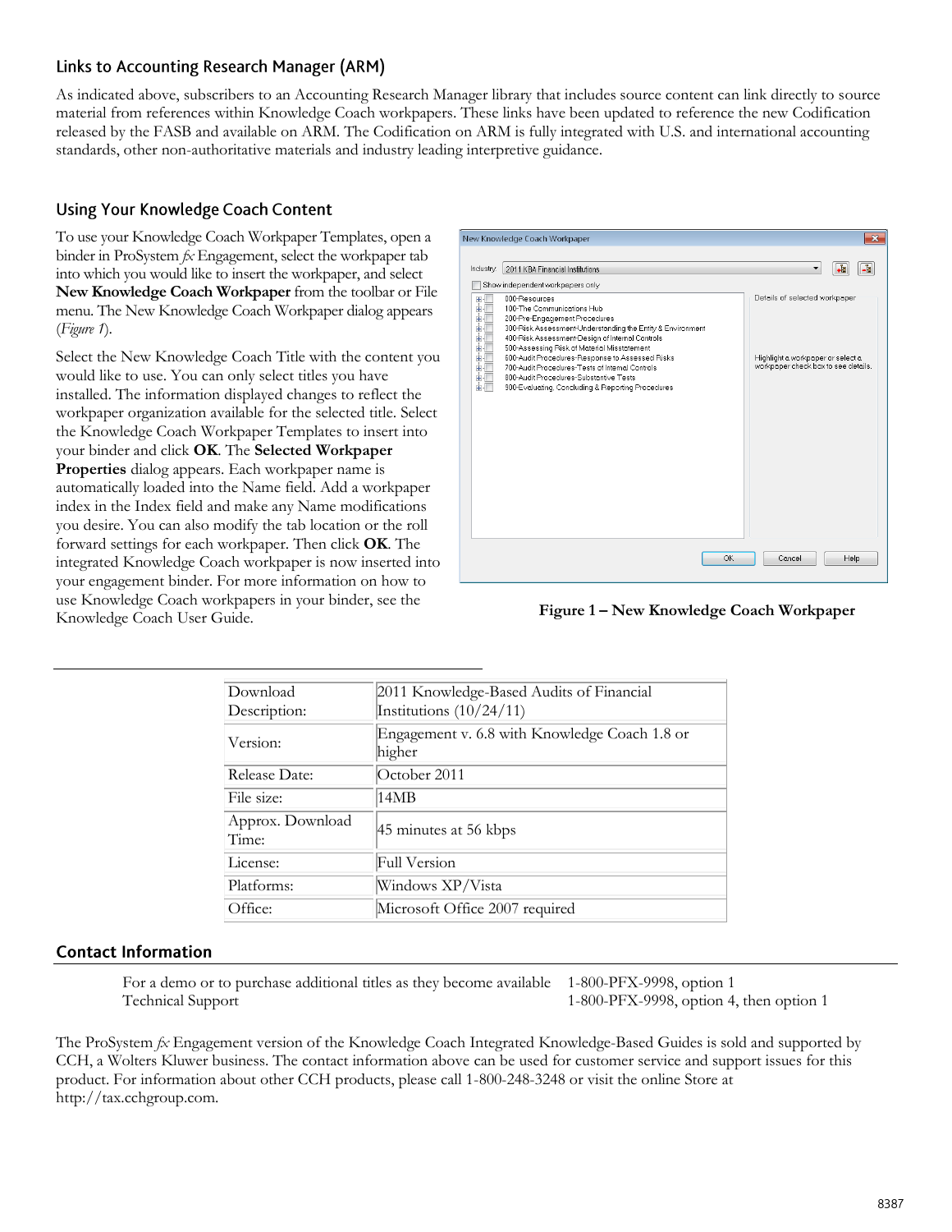## Links to Accounting Research Manager (ARM)

As indicated above, subscribers to an Accounting Research Manager library that includes source content can link directly to source material from references within Knowledge Coach workpapers. These links have been updated to reference the new Codification released by the FASB and available on ARM. The Codification on ARM is fully integrated with U.S. and international accounting standards, other non-authoritative materials and industry leading interpretive guidance.

## Using Your Knowledge Coach Content

To use your Knowledge Coach Workpaper Templates, open a binder in ProSystem *fx* Engagement, select the workpaper tab into which you would like to insert the workpaper, and select **New Knowledge Coach Workpaper** from the toolbar or File menu. The New Knowledge Coach Workpaper dialog appears (*Figure 1*).

Select the New Knowledge Coach Title with the content you would like to use. You can only select titles you have installed. The information displayed changes to reflect the workpaper organization available for the selected title. Select the Knowledge Coach Workpaper Templates to insert into your binder and click **OK**. The **Selected Workpaper Properties** dialog appears. Each workpaper name is automatically loaded into the Name field. Add a workpaper index in the Index field and make any Name modifications you desire. You can also modify the tab location or the roll forward settings for each workpaper. Then click **OK**. The integrated Knowledge Coach workpaper is now inserted into your engagement binder. For more information on how to use Knowledge Coach workpapers in your binder, see the Knowledge Coach User Guide.

New Knowledge Coach Workpaper

Industry: 2011 KBA Financial Institutions

Show independent workpapers only

000-Resources
100-The Communications Hub
200-Pre-Engagement Procedures
300-Risk Assessment-Understanding the Entity & Environment
400-Risk Assessment-Design of Internal Controls
500-Assessing Risk of Material Misstatement
600-Audit Procedures-Response to Assessed Risks
700-Audit Procedures-Tests of Internal Controls
800-Audit Procedures-Substantive Tests
900-Evaluating, Concluding & Reporting Procedures

Details of selected workpaper

Highlight a workpaper or select a workpaper check box to see details.

OK Cancel Help

**Figure 1 – New Knowledge Coach Workpaper**

| | |
|---|---|
| Download Description: | 2011 Knowledge-Based Audits of Financial Institutions (10/24/11) |
| Version: | Engagement v. 6.8 with Knowledge Coach 1.8 or higher |
| Release Date: | October 2011 |
| File size: | 14MB |
| Approx. Download Time: | 45 minutes at 56 kbps |
| License: | Full Version |
| Platforms: | Windows XP/Vista |
| Office: | Microsoft Office 2007 required |

## Contact Information

| | |
|---|---|
| For a demo or to purchase additional titles as they become available | 1-800-PFX-9998, option 1 |
| Technical Support | 1-800-PFX-9998, option 4, then option 1 |

The ProSystem *fx* Engagement version of the Knowledge Coach Integrated Knowledge-Based Guides is sold and supported by CCH, a Wolters Kluwer business. The contact information above can be used for customer service and support issues for this product. For information about other CCH products, please call 1-800-248-3248 or visit the online Store at http://tax.cchgroup.com.